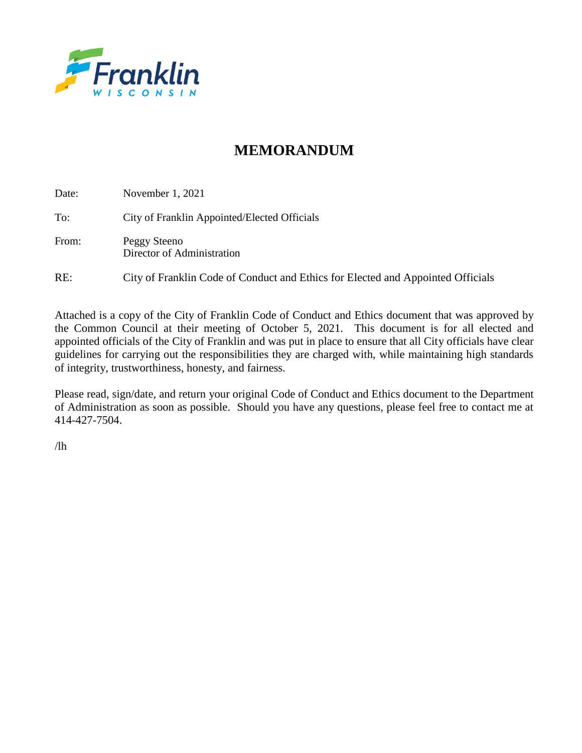Franklin
WISCONSIN

# MEMORANDUM

Date: November 1, 2021

To: City of Franklin Appointed/Elected Officials

From: Peggy Steeno
Director of Administration

RE: City of Franklin Code of Conduct and Ethics for Elected and Appointed Officials

Attached is a copy of the City of Franklin Code of Conduct and Ethics document that was approved by the Common Council at their meeting of October 5, 2021. This document is for all elected and appointed officials of the City of Franklin and was put in place to ensure that all City officials have clear guidelines for carrying out the responsibilities they are charged with, while maintaining high standards of integrity, trustworthiness, honesty, and fairness.

Please read, sign/date, and return your original Code of Conduct and Ethics document to the Department of Administration as soon as possible. Should you have any questions, please feel free to contact me at 414-427-7504.

/lh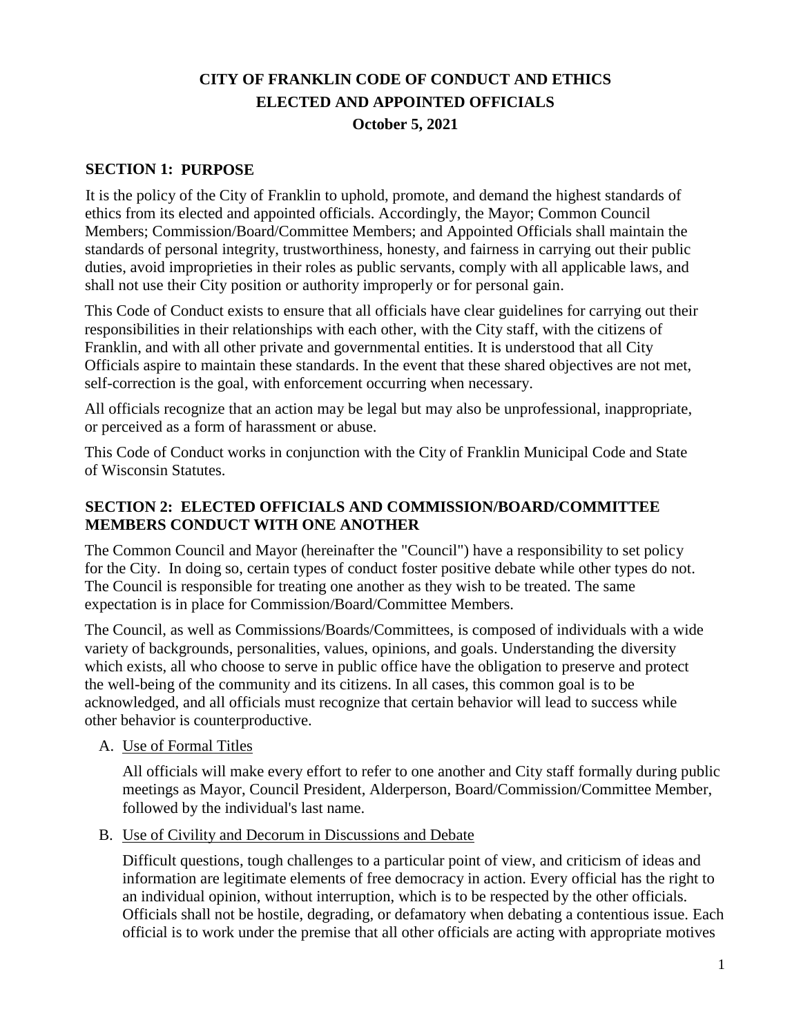# CITY OF FRANKLIN CODE OF CONDUCT AND ETHICS
# ELECTED AND APPOINTED OFFICIALS
# October 5, 2021

## SECTION 1: PURPOSE

It is the policy of the City of Franklin to uphold, promote, and demand the highest standards of ethics from its elected and appointed officials. Accordingly, the Mayor; Common Council Members; Commission/Board/Committee Members; and Appointed Officials shall maintain the standards of personal integrity, trustworthiness, honesty, and fairness in carrying out their public duties, avoid improprieties in their roles as public servants, comply with all applicable laws, and shall not use their City position or authority improperly or for personal gain.

This Code of Conduct exists to ensure that all officials have clear guidelines for carrying out their responsibilities in their relationships with each other, with the City staff, with the citizens of Franklin, and with all other private and governmental entities. It is understood that all City Officials aspire to maintain these standards. In the event that these shared objectives are not met, self-correction is the goal, with enforcement occurring when necessary.

All officials recognize that an action may be legal but may also be unprofessional, inappropriate, or perceived as a form of harassment or abuse.

This Code of Conduct works in conjunction with the City of Franklin Municipal Code and State of Wisconsin Statutes.

## SECTION 2: ELECTED OFFICIALS AND COMMISSION/BOARD/COMMITTEE MEMBERS CONDUCT WITH ONE ANOTHER

The Common Council and Mayor (hereinafter the "Council") have a responsibility to set policy for the City. In doing so, certain types of conduct foster positive debate while other types do not. The Council is responsible for treating one another as they wish to be treated. The same expectation is in place for Commission/Board/Committee Members.

The Council, as well as Commissions/Boards/Committees, is composed of individuals with a wide variety of backgrounds, personalities, values, opinions, and goals. Understanding the diversity which exists, all who choose to serve in public office have the obligation to preserve and protect the well-being of the community and its citizens. In all cases, this common goal is to be acknowledged, and all officials must recognize that certain behavior will lead to success while other behavior is counterproductive.

A. Use of Formal Titles

All officials will make every effort to refer to one another and City staff formally during public meetings as Mayor, Council President, Alderperson, Board/Commission/Committee Member, followed by the individual's last name.

B. Use of Civility and Decorum in Discussions and Debate

Difficult questions, tough challenges to a particular point of view, and criticism of ideas and information are legitimate elements of free democracy in action. Every official has the right to an individual opinion, without interruption, which is to be respected by the other officials. Officials shall not be hostile, degrading, or defamatory when debating a contentious issue. Each official is to work under the premise that all other officials are acting with appropriate motives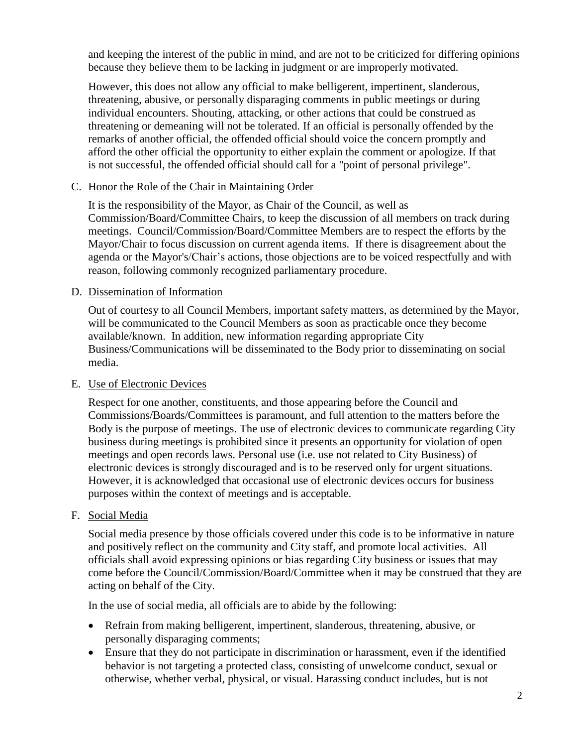and keeping the interest of the public in mind, and are not to be criticized for differing opinions because they believe them to be lacking in judgment or are improperly motivated.

However, this does not allow any official to make belligerent, impertinent, slanderous, threatening, abusive, or personally disparaging comments in public meetings or during individual encounters. Shouting, attacking, or other actions that could be construed as threatening or demeaning will not be tolerated. If an official is personally offended by the remarks of another official, the offended official should voice the concern promptly and afford the other official the opportunity to either explain the comment or apologize. If that is not successful, the offended official should call for a "point of personal privilege".

C. Honor the Role of the Chair in Maintaining Order

It is the responsibility of the Mayor, as Chair of the Council, as well as Commission/Board/Committee Chairs, to keep the discussion of all members on track during meetings. Council/Commission/Board/Committee Members are to respect the efforts by the Mayor/Chair to focus discussion on current agenda items. If there is disagreement about the agenda or the Mayor's/Chair's actions, those objections are to be voiced respectfully and with reason, following commonly recognized parliamentary procedure.

D. Dissemination of Information

Out of courtesy to all Council Members, important safety matters, as determined by the Mayor, will be communicated to the Council Members as soon as practicable once they become available/known. In addition, new information regarding appropriate City Business/Communications will be disseminated to the Body prior to disseminating on social media.

E. Use of Electronic Devices

Respect for one another, constituents, and those appearing before the Council and Commissions/Boards/Committees is paramount, and full attention to the matters before the Body is the purpose of meetings. The use of electronic devices to communicate regarding City business during meetings is prohibited since it presents an opportunity for violation of open meetings and open records laws. Personal use (i.e. use not related to City Business) of electronic devices is strongly discouraged and is to be reserved only for urgent situations. However, it is acknowledged that occasional use of electronic devices occurs for business purposes within the context of meetings and is acceptable.

F. Social Media

Social media presence by those officials covered under this code is to be informative in nature and positively reflect on the community and City staff, and promote local activities. All officials shall avoid expressing opinions or bias regarding City business or issues that may come before the Council/Commission/Board/Committee when it may be construed that they are acting on behalf of the City.

In the use of social media, all officials are to abide by the following:

- Refrain from making belligerent, impertinent, slanderous, threatening, abusive, or personally disparaging comments;
- Ensure that they do not participate in discrimination or harassment, even if the identified behavior is not targeting a protected class, consisting of unwelcome conduct, sexual or otherwise, whether verbal, physical, or visual. Harassing conduct includes, but is not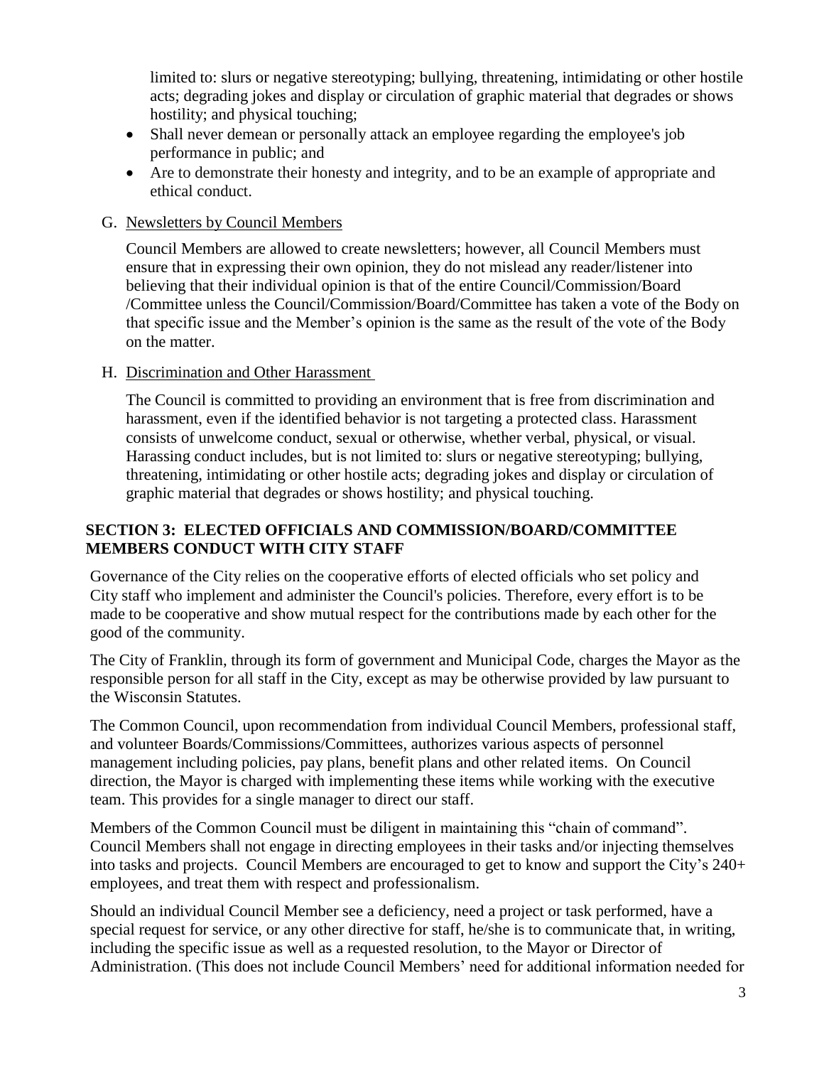limited to: slurs or negative stereotyping; bullying, threatening, intimidating or other hostile acts; degrading jokes and display or circulation of graphic material that degrades or shows hostility; and physical touching;

- Shall never demean or personally attack an employee regarding the employee's job performance in public; and
- Are to demonstrate their honesty and integrity, and to be an example of appropriate and ethical conduct.

G. Newsletters by Council Members

Council Members are allowed to create newsletters; however, all Council Members must ensure that in expressing their own opinion, they do not mislead any reader/listener into believing that their individual opinion is that of the entire Council/Commission/Board /Committee unless the Council/Commission/Board/Committee has taken a vote of the Body on that specific issue and the Member's opinion is the same as the result of the vote of the Body on the matter.

H. Discrimination and Other Harassment

The Council is committed to providing an environment that is free from discrimination and harassment, even if the identified behavior is not targeting a protected class. Harassment consists of unwelcome conduct, sexual or otherwise, whether verbal, physical, or visual. Harassing conduct includes, but is not limited to: slurs or negative stereotyping; bullying, threatening, intimidating or other hostile acts; degrading jokes and display or circulation of graphic material that degrades or shows hostility; and physical touching.

## SECTION 3: ELECTED OFFICIALS AND COMMISSION/BOARD/COMMITTEE MEMBERS CONDUCT WITH CITY STAFF

Governance of the City relies on the cooperative efforts of elected officials who set policy and City staff who implement and administer the Council's policies. Therefore, every effort is to be made to be cooperative and show mutual respect for the contributions made by each other for the good of the community.

The City of Franklin, through its form of government and Municipal Code, charges the Mayor as the responsible person for all staff in the City, except as may be otherwise provided by law pursuant to the Wisconsin Statutes.

The Common Council, upon recommendation from individual Council Members, professional staff, and volunteer Boards/Commissions/Committees, authorizes various aspects of personnel management including policies, pay plans, benefit plans and other related items. On Council direction, the Mayor is charged with implementing these items while working with the executive team. This provides for a single manager to direct our staff.

Members of the Common Council must be diligent in maintaining this "chain of command". Council Members shall not engage in directing employees in their tasks and/or injecting themselves into tasks and projects. Council Members are encouraged to get to know and support the City's 240+ employees, and treat them with respect and professionalism.

Should an individual Council Member see a deficiency, need a project or task performed, have a special request for service, or any other directive for staff, he/she is to communicate that, in writing, including the specific issue as well as a requested resolution, to the Mayor or Director of Administration. (This does not include Council Members' need for additional information needed for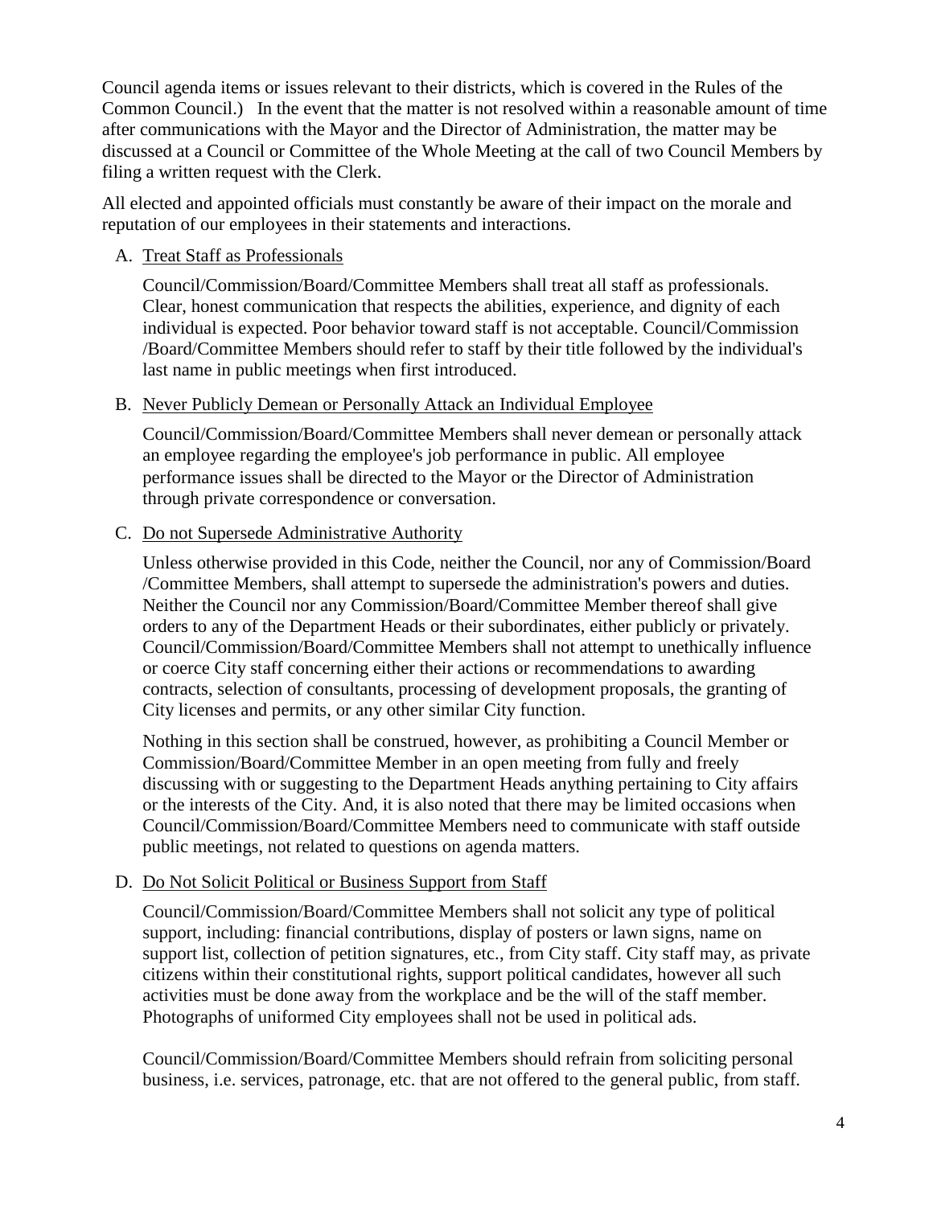Council agenda items or issues relevant to their districts, which is covered in the Rules of the Common Council.) In the event that the matter is not resolved within a reasonable amount of time after communications with the Mayor and the Director of Administration, the matter may be discussed at a Council or Committee of the Whole Meeting at the call of two Council Members by filing a written request with the Clerk.

All elected and appointed officials must constantly be aware of their impact on the morale and reputation of our employees in their statements and interactions.

A. <u>Treat Staff as Professionals</u>

   Council/Commission/Board/Committee Members shall treat all staff as professionals. Clear, honest communication that respects the abilities, experience, and dignity of each individual is expected. Poor behavior toward staff is not acceptable. Council/Commission /Board/Committee Members should refer to staff by their title followed by the individual's last name in public meetings when first introduced.

B. <u>Never Publicly Demean or Personally Attack an Individual Employee</u>

   Council/Commission/Board/Committee Members shall never demean or personally attack an employee regarding the employee's job performance in public. All employee performance issues shall be directed to the Mayor or the Director of Administration through private correspondence or conversation.

C. <u>Do not Supersede Administrative Authority</u>

   Unless otherwise provided in this Code, neither the Council, nor any of Commission/Board /Committee Members, shall attempt to supersede the administration's powers and duties. Neither the Council nor any Commission/Board/Committee Member thereof shall give orders to any of the Department Heads or their subordinates, either publicly or privately. Council/Commission/Board/Committee Members shall not attempt to unethically influence or coerce City staff concerning either their actions or recommendations to awarding contracts, selection of consultants, processing of development proposals, the granting of City licenses and permits, or any other similar City function.

   Nothing in this section shall be construed, however, as prohibiting a Council Member or Commission/Board/Committee Member in an open meeting from fully and freely discussing with or suggesting to the Department Heads anything pertaining to City affairs or the interests of the City. And, it is also noted that there may be limited occasions when Council/Commission/Board/Committee Members need to communicate with staff outside public meetings, not related to questions on agenda matters.

D. <u>Do Not Solicit Political or Business Support from Staff</u>

   Council/Commission/Board/Committee Members shall not solicit any type of political support, including: financial contributions, display of posters or lawn signs, name on support list, collection of petition signatures, etc., from City staff. City staff may, as private citizens within their constitutional rights, support political candidates, however all such activities must be done away from the workplace and be the will of the staff member. Photographs of uniformed City employees shall not be used in political ads.

   Council/Commission/Board/Committee Members should refrain from soliciting personal business, i.e. services, patronage, etc. that are not offered to the general public, from staff.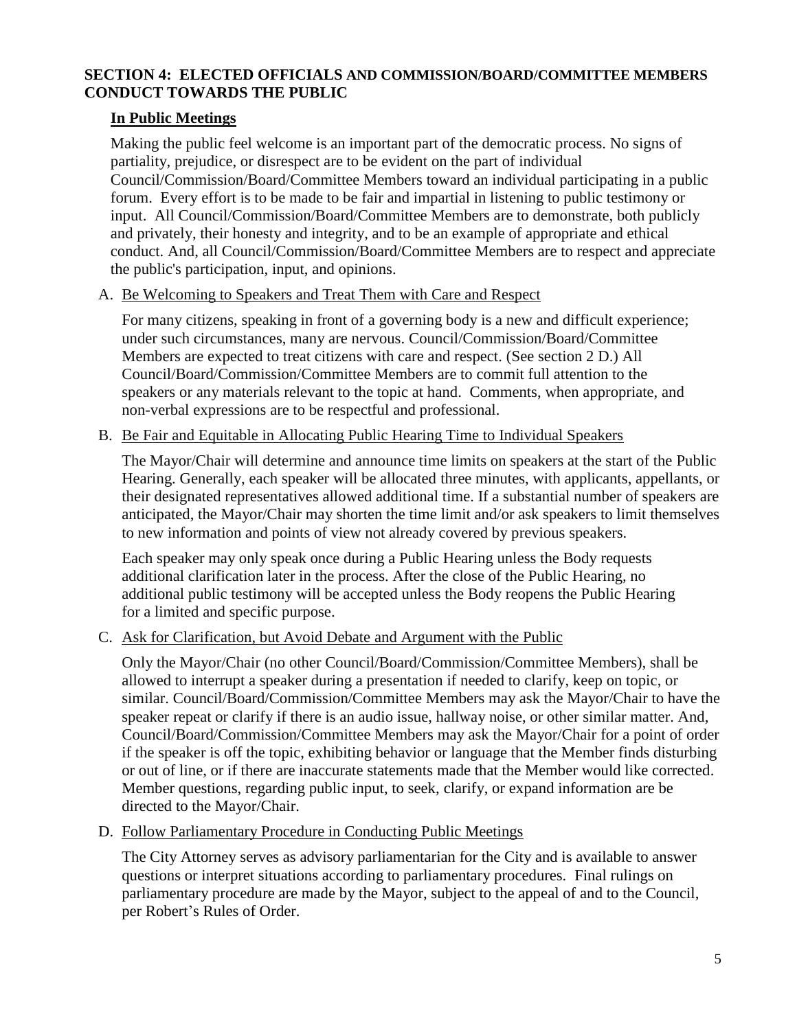## SECTION 4: ELECTED OFFICIALS AND COMMISSION/BOARD/COMMITTEE MEMBERS CONDUCT TOWARDS THE PUBLIC

### In Public Meetings

Making the public feel welcome is an important part of the democratic process. No signs of partiality, prejudice, or disrespect are to be evident on the part of individual Council/Commission/Board/Committee Members toward an individual participating in a public forum. Every effort is to be made to be fair and impartial in listening to public testimony or input. All Council/Commission/Board/Committee Members are to demonstrate, both publicly and privately, their honesty and integrity, and to be an example of appropriate and ethical conduct. And, all Council/Commission/Board/Committee Members are to respect and appreciate the public's participation, input, and opinions.

A. Be Welcoming to Speakers and Treat Them with Care and Respect

For many citizens, speaking in front of a governing body is a new and difficult experience; under such circumstances, many are nervous. Council/Commission/Board/Committee Members are expected to treat citizens with care and respect. (See section 2 D.) All Council/Board/Commission/Committee Members are to commit full attention to the speakers or any materials relevant to the topic at hand. Comments, when appropriate, and non-verbal expressions are to be respectful and professional.

B. Be Fair and Equitable in Allocating Public Hearing Time to Individual Speakers

The Mayor/Chair will determine and announce time limits on speakers at the start of the Public Hearing. Generally, each speaker will be allocated three minutes, with applicants, appellants, or their designated representatives allowed additional time. If a substantial number of speakers are anticipated, the Mayor/Chair may shorten the time limit and/or ask speakers to limit themselves to new information and points of view not already covered by previous speakers.

Each speaker may only speak once during a Public Hearing unless the Body requests additional clarification later in the process. After the close of the Public Hearing, no additional public testimony will be accepted unless the Body reopens the Public Hearing for a limited and specific purpose.

C. Ask for Clarification, but Avoid Debate and Argument with the Public

Only the Mayor/Chair (no other Council/Board/Commission/Committee Members), shall be allowed to interrupt a speaker during a presentation if needed to clarify, keep on topic, or similar. Council/Board/Commission/Committee Members may ask the Mayor/Chair to have the speaker repeat or clarify if there is an audio issue, hallway noise, or other similar matter. And, Council/Board/Commission/Committee Members may ask the Mayor/Chair for a point of order if the speaker is off the topic, exhibiting behavior or language that the Member finds disturbing or out of line, or if there are inaccurate statements made that the Member would like corrected. Member questions, regarding public input, to seek, clarify, or expand information are be directed to the Mayor/Chair.

D. Follow Parliamentary Procedure in Conducting Public Meetings

The City Attorney serves as advisory parliamentarian for the City and is available to answer questions or interpret situations according to parliamentary procedures. Final rulings on parliamentary procedure are made by the Mayor, subject to the appeal of and to the Council, per Robert's Rules of Order.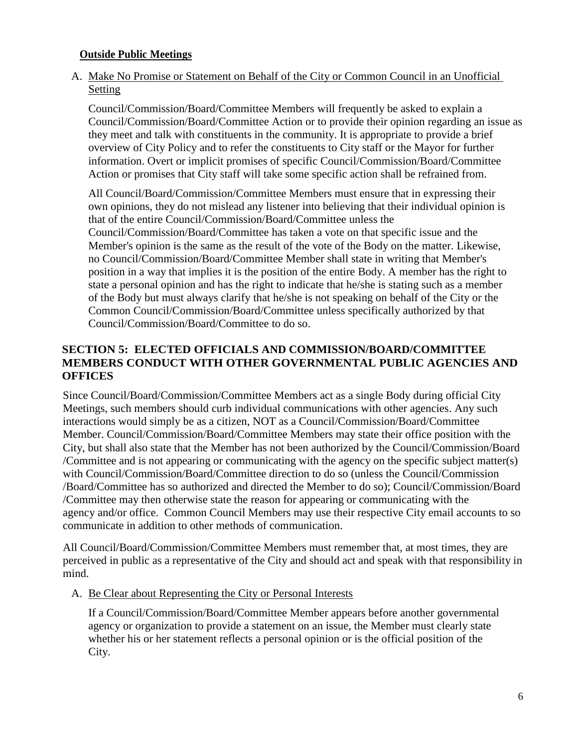**Outside Public Meetings**

A. Make No Promise or Statement on Behalf of the City or Common Council in an Unofficial Setting

Council/Commission/Board/Committee Members will frequently be asked to explain a Council/Commission/Board/Committee Action or to provide their opinion regarding an issue as they meet and talk with constituents in the community. It is appropriate to provide a brief overview of City Policy and to refer the constituents to City staff or the Mayor for further information. Overt or implicit promises of specific Council/Commission/Board/Committee Action or promises that City staff will take some specific action shall be refrained from.

All Council/Board/Commission/Committee Members must ensure that in expressing their own opinions, they do not mislead any listener into believing that their individual opinion is that of the entire Council/Commission/Board/Committee unless the Council/Commission/Board/Committee has taken a vote on that specific issue and the Member's opinion is the same as the result of the vote of the Body on the matter. Likewise, no Council/Commission/Board/Committee Member shall state in writing that Member's position in a way that implies it is the position of the entire Body. A member has the right to state a personal opinion and has the right to indicate that he/she is stating such as a member of the Body but must always clarify that he/she is not speaking on behalf of the City or the Common Council/Commission/Board/Committee unless specifically authorized by that Council/Commission/Board/Committee to do so.

## SECTION 5: ELECTED OFFICIALS AND COMMISSION/BOARD/COMMITTEE MEMBERS CONDUCT WITH OTHER GOVERNMENTAL PUBLIC AGENCIES AND OFFICES

Since Council/Board/Commission/Committee Members act as a single Body during official City Meetings, such members should curb individual communications with other agencies. Any such interactions would simply be as a citizen, NOT as a Council/Commission/Board/Committee Member. Council/Commission/Board/Committee Members may state their office position with the City, but shall also state that the Member has not been authorized by the Council/Commission/Board /Committee and is not appearing or communicating with the agency on the specific subject matter(s) with Council/Commission/Board/Committee direction to do so (unless the Council/Commission /Board/Committee has so authorized and directed the Member to do so); Council/Commission/Board /Committee may then otherwise state the reason for appearing or communicating with the agency and/or office. Common Council Members may use their respective City email accounts to so communicate in addition to other methods of communication.

All Council/Board/Commission/Committee Members must remember that, at most times, they are perceived in public as a representative of the City and should act and speak with that responsibility in mind.

A. Be Clear about Representing the City or Personal Interests

If a Council/Commission/Board/Committee Member appears before another governmental agency or organization to provide a statement on an issue, the Member must clearly state whether his or her statement reflects a personal opinion or is the official position of the City.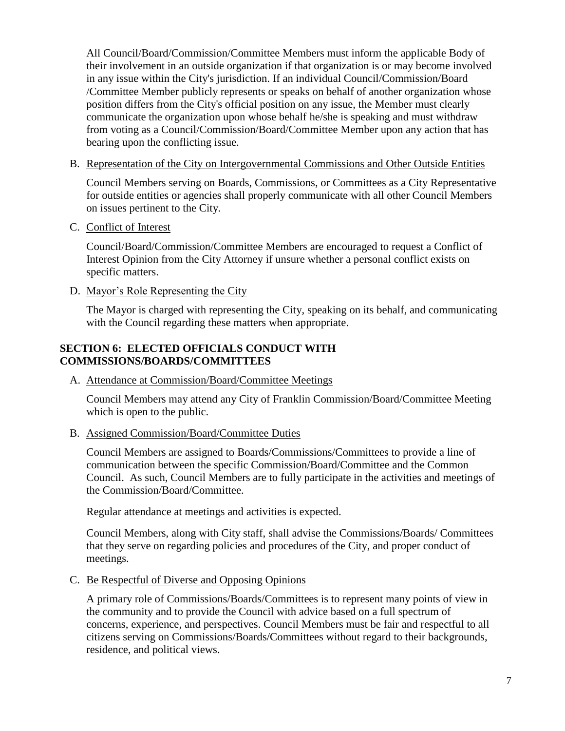All Council/Board/Commission/Committee Members must inform the applicable Body of their involvement in an outside organization if that organization is or may become involved in any issue within the City's jurisdiction. If an individual Council/Commission/Board /Committee Member publicly represents or speaks on behalf of another organization whose position differs from the City's official position on any issue, the Member must clearly communicate the organization upon whose behalf he/she is speaking and must withdraw from voting as a Council/Commission/Board/Committee Member upon any action that has bearing upon the conflicting issue.

B. Representation of the City on Intergovernmental Commissions and Other Outside Entities

Council Members serving on Boards, Commissions, or Committees as a City Representative for outside entities or agencies shall properly communicate with all other Council Members on issues pertinent to the City.

C. Conflict of Interest

Council/Board/Commission/Committee Members are encouraged to request a Conflict of Interest Opinion from the City Attorney if unsure whether a personal conflict exists on specific matters.

D. Mayor's Role Representing the City

The Mayor is charged with representing the City, speaking on its behalf, and communicating with the Council regarding these matters when appropriate.

## SECTION 6: ELECTED OFFICIALS CONDUCT WITH COMMISSIONS/BOARDS/COMMITTEES

A. Attendance at Commission/Board/Committee Meetings

Council Members may attend any City of Franklin Commission/Board/Committee Meeting which is open to the public.

B. Assigned Commission/Board/Committee Duties

Council Members are assigned to Boards/Commissions/Committees to provide a line of communication between the specific Commission/Board/Committee and the Common Council. As such, Council Members are to fully participate in the activities and meetings of the Commission/Board/Committee.

Regular attendance at meetings and activities is expected.

Council Members, along with City staff, shall advise the Commissions/Boards/ Committees that they serve on regarding policies and procedures of the City, and proper conduct of meetings.

C. Be Respectful of Diverse and Opposing Opinions

A primary role of Commissions/Boards/Committees is to represent many points of view in the community and to provide the Council with advice based on a full spectrum of concerns, experience, and perspectives. Council Members must be fair and respectful to all citizens serving on Commissions/Boards/Committees without regard to their backgrounds, residence, and political views.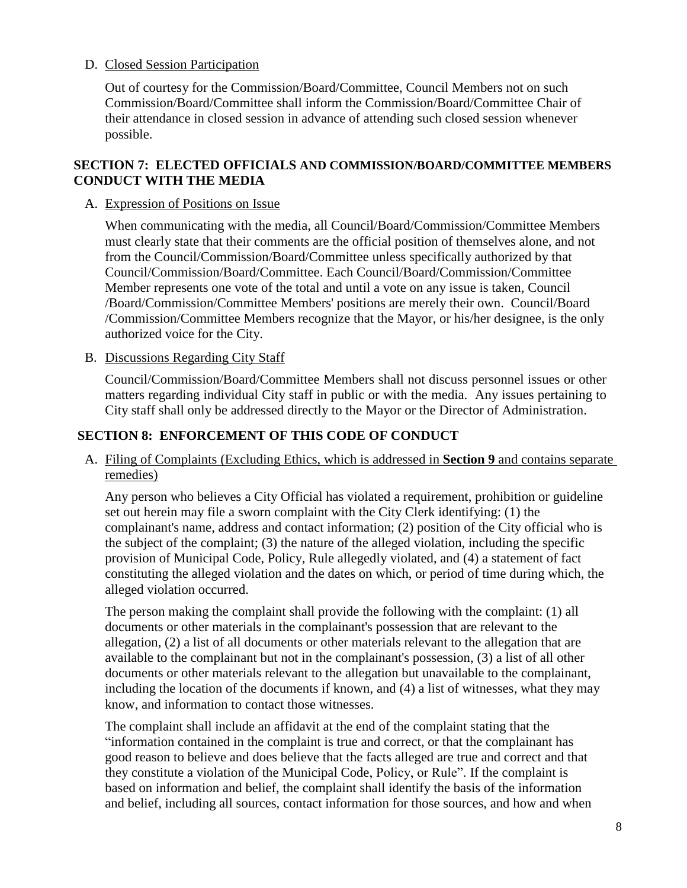D. Closed Session Participation

Out of courtesy for the Commission/Board/Committee, Council Members not on such Commission/Board/Committee shall inform the Commission/Board/Committee Chair of their attendance in closed session in advance of attending such closed session whenever possible.

## SECTION 7: ELECTED OFFICIALS AND COMMISSION/BOARD/COMMITTEE MEMBERS CONDUCT WITH THE MEDIA

A. Expression of Positions on Issue

When communicating with the media, all Council/Board/Commission/Committee Members must clearly state that their comments are the official position of themselves alone, and not from the Council/Commission/Board/Committee unless specifically authorized by that Council/Commission/Board/Committee. Each Council/Board/Commission/Committee Member represents one vote of the total and until a vote on any issue is taken, Council /Board/Commission/Committee Members' positions are merely their own. Council/Board /Commission/Committee Members recognize that the Mayor, or his/her designee, is the only authorized voice for the City.

B. Discussions Regarding City Staff

Council/Commission/Board/Committee Members shall not discuss personnel issues or other matters regarding individual City staff in public or with the media. Any issues pertaining to City staff shall only be addressed directly to the Mayor or the Director of Administration.

## SECTION 8: ENFORCEMENT OF THIS CODE OF CONDUCT

A. Filing of Complaints (Excluding Ethics, which is addressed in **Section 9** and contains separate remedies)

Any person who believes a City Official has violated a requirement, prohibition or guideline set out herein may file a sworn complaint with the City Clerk identifying: (1) the complainant's name, address and contact information; (2) position of the City official who is the subject of the complaint; (3) the nature of the alleged violation, including the specific provision of Municipal Code, Policy, Rule allegedly violated, and (4) a statement of fact constituting the alleged violation and the dates on which, or period of time during which, the alleged violation occurred.

The person making the complaint shall provide the following with the complaint: (1) all documents or other materials in the complainant's possession that are relevant to the allegation, (2) a list of all documents or other materials relevant to the allegation that are available to the complainant but not in the complainant's possession, (3) a list of all other documents or other materials relevant to the allegation but unavailable to the complainant, including the location of the documents if known, and (4) a list of witnesses, what they may know, and information to contact those witnesses.

The complaint shall include an affidavit at the end of the complaint stating that the "information contained in the complaint is true and correct, or that the complainant has good reason to believe and does believe that the facts alleged are true and correct and that they constitute a violation of the Municipal Code, Policy, or Rule". If the complaint is based on information and belief, the complaint shall identify the basis of the information and belief, including all sources, contact information for those sources, and how and when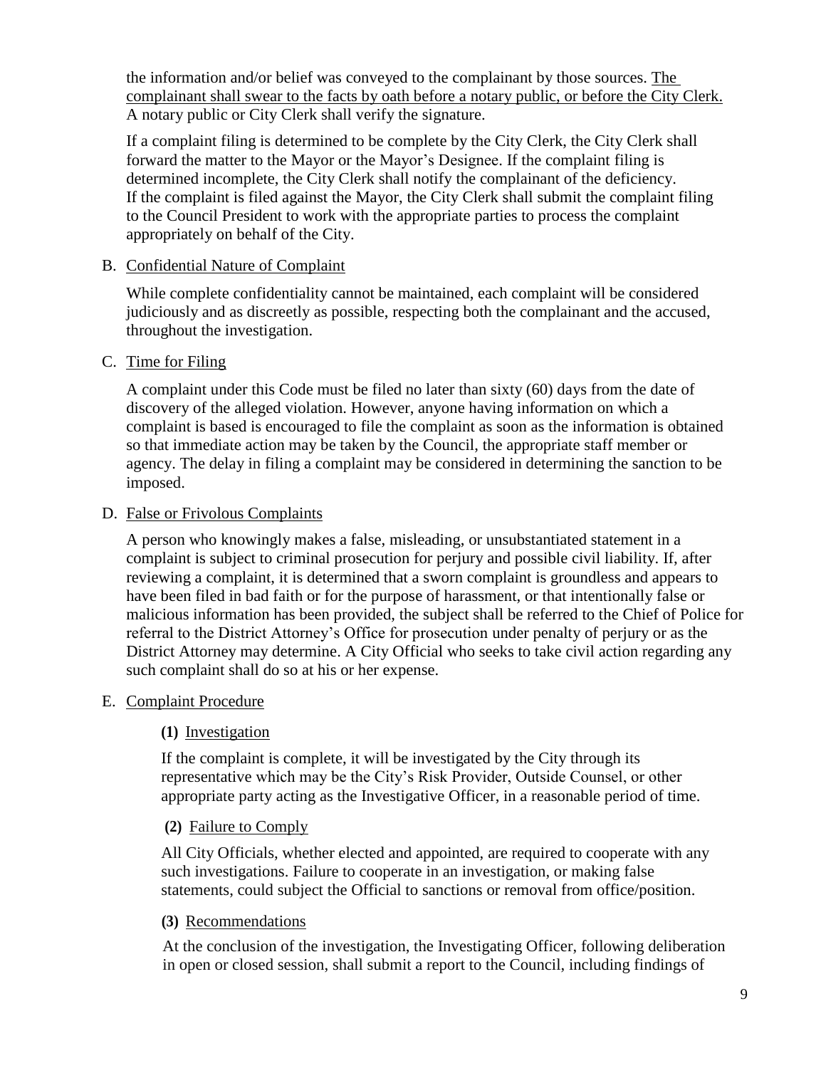the information and/or belief was conveyed to the complainant by those sources. The complainant shall swear to the facts by oath before a notary public, or before the City Clerk. A notary public or City Clerk shall verify the signature.

If a complaint filing is determined to be complete by the City Clerk, the City Clerk shall forward the matter to the Mayor or the Mayor's Designee. If the complaint filing is determined incomplete, the City Clerk shall notify the complainant of the deficiency. If the complaint is filed against the Mayor, the City Clerk shall submit the complaint filing to the Council President to work with the appropriate parties to process the complaint appropriately on behalf of the City.

B. Confidential Nature of Complaint

While complete confidentiality cannot be maintained, each complaint will be considered judiciously and as discreetly as possible, respecting both the complainant and the accused, throughout the investigation.

C. Time for Filing

A complaint under this Code must be filed no later than sixty (60) days from the date of discovery of the alleged violation. However, anyone having information on which a complaint is based is encouraged to file the complaint as soon as the information is obtained so that immediate action may be taken by the Council, the appropriate staff member or agency. The delay in filing a complaint may be considered in determining the sanction to be imposed.

D. False or Frivolous Complaints

A person who knowingly makes a false, misleading, or unsubstantiated statement in a complaint is subject to criminal prosecution for perjury and possible civil liability. If, after reviewing a complaint, it is determined that a sworn complaint is groundless and appears to have been filed in bad faith or for the purpose of harassment, or that intentionally false or malicious information has been provided, the subject shall be referred to the Chief of Police for referral to the District Attorney's Office for prosecution under penalty of perjury or as the District Attorney may determine. A City Official who seeks to take civil action regarding any such complaint shall do so at his or her expense.

E. Complaint Procedure

**(1)** Investigation

If the complaint is complete, it will be investigated by the City through its representative which may be the City's Risk Provider, Outside Counsel, or other appropriate party acting as the Investigative Officer, in a reasonable period of time.

**(2)** Failure to Comply

All City Officials, whether elected and appointed, are required to cooperate with any such investigations. Failure to cooperate in an investigation, or making false statements, could subject the Official to sanctions or removal from office/position.

**(3)** Recommendations

At the conclusion of the investigation, the Investigating Officer, following deliberation in open or closed session, shall submit a report to the Council, including findings of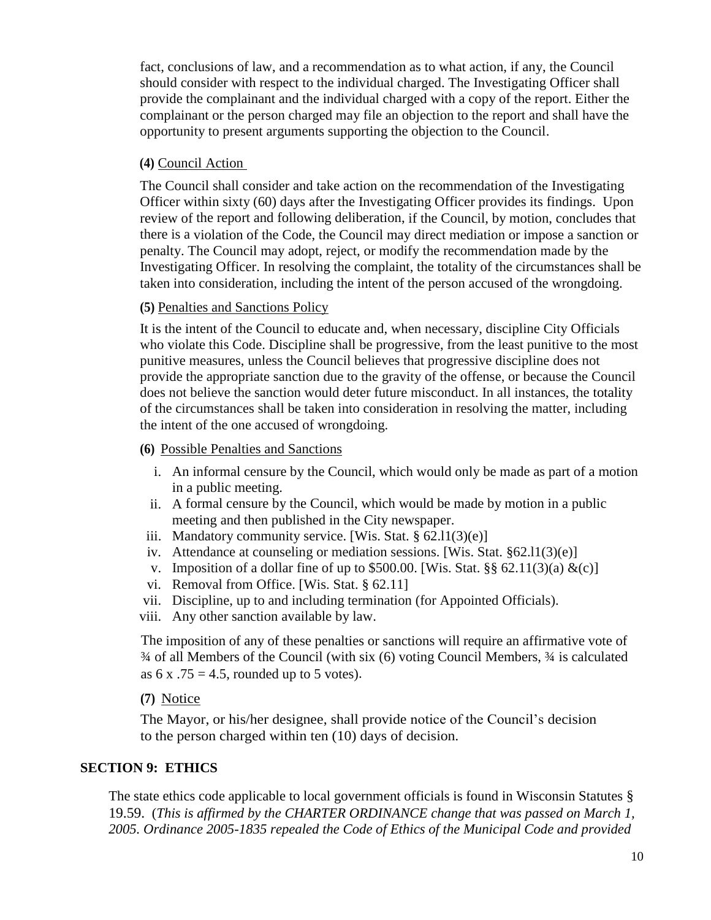fact, conclusions of law, and a recommendation as to what action, if any, the Council should consider with respect to the individual charged. The Investigating Officer shall provide the complainant and the individual charged with a copy of the report. Either the complainant or the person charged may file an objection to the report and shall have the opportunity to present arguments supporting the objection to the Council.

**(4)** Council Action

The Council shall consider and take action on the recommendation of the Investigating Officer within sixty (60) days after the Investigating Officer provides its findings. Upon review of the report and following deliberation, if the Council, by motion, concludes that there is a violation of the Code, the Council may direct mediation or impose a sanction or penalty. The Council may adopt, reject, or modify the recommendation made by the Investigating Officer. In resolving the complaint, the totality of the circumstances shall be taken into consideration, including the intent of the person accused of the wrongdoing.

**(5)** Penalties and Sanctions Policy

It is the intent of the Council to educate and, when necessary, discipline City Officials who violate this Code. Discipline shall be progressive, from the least punitive to the most punitive measures, unless the Council believes that progressive discipline does not provide the appropriate sanction due to the gravity of the offense, or because the Council does not believe the sanction would deter future misconduct. In all instances, the totality of the circumstances shall be taken into consideration in resolving the matter, including the intent of the one accused of wrongdoing.

**(6)** Possible Penalties and Sanctions

i. An informal censure by the Council, which would only be made as part of a motion in a public meeting.
ii. A formal censure by the Council, which would be made by motion in a public meeting and then published in the City newspaper.
iii. Mandatory community service. [Wis. Stat. § 62.l1(3)(e)]
iv. Attendance at counseling or mediation sessions. [Wis. Stat. §62.l1(3)(e)]
v. Imposition of a dollar fine of up to $500.00. [Wis. Stat. §§ 62.11(3)(a) &(c)]
vi. Removal from Office. [Wis. Stat. § 62.11]
vii. Discipline, up to and including termination (for Appointed Officials).
viii. Any other sanction available by law.

The imposition of any of these penalties or sanctions will require an affirmative vote of ¾ of all Members of the Council (with six (6) voting Council Members, ¾ is calculated as 6 x .75 = 4.5, rounded up to 5 votes).

**(7)** Notice

The Mayor, or his/her designee, shall provide notice of the Council's decision to the person charged within ten (10) days of decision.

## SECTION 9: ETHICS

The state ethics code applicable to local government officials is found in Wisconsin Statutes § 19.59. (*This is affirmed by the CHARTER ORDINANCE change that was passed on March 1, 2005. Ordinance 2005-1835 repealed the Code of Ethics of the Municipal Code and provided*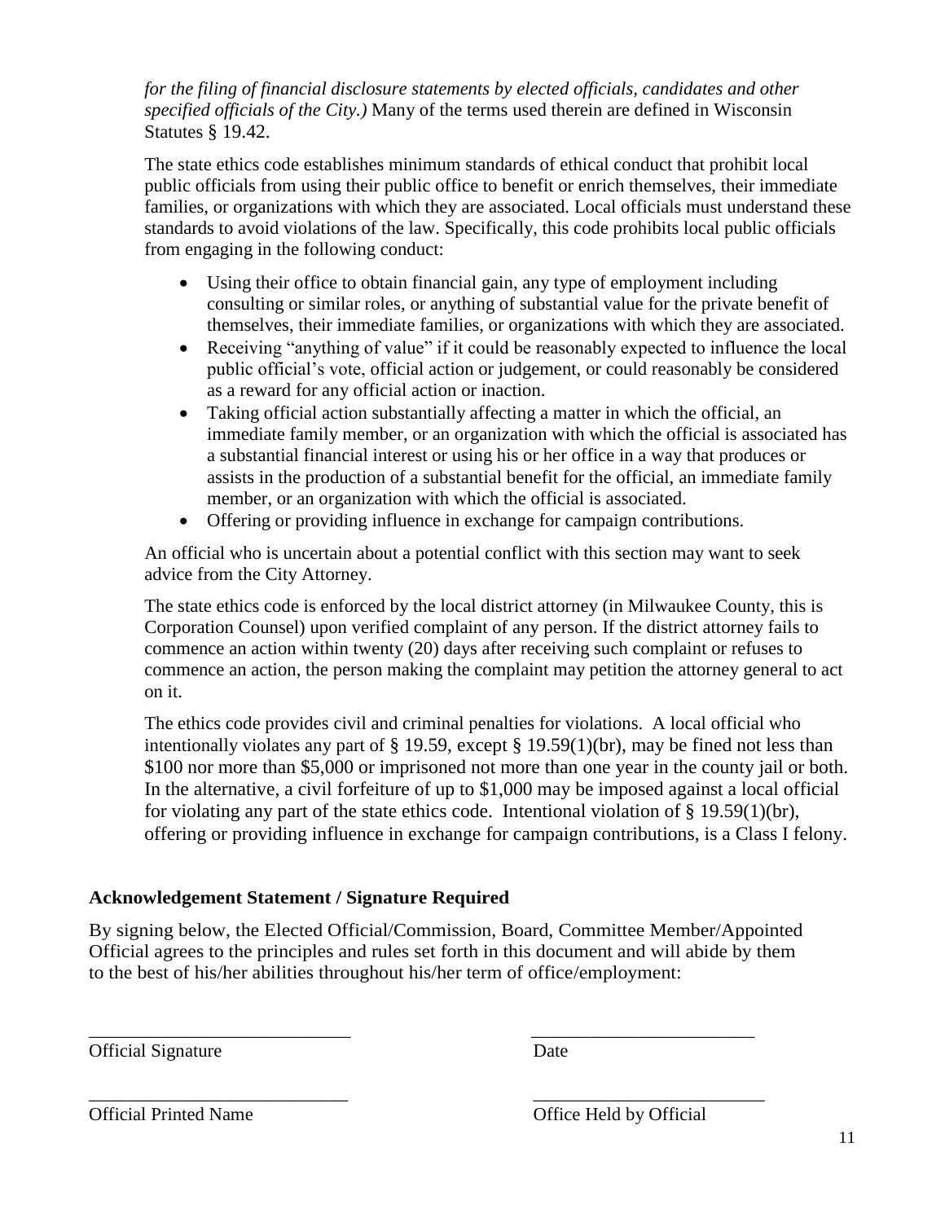*for the filing of financial disclosure statements by elected officials, candidates and other specified officials of the City.)* Many of the terms used therein are defined in Wisconsin Statutes § 19.42.

The state ethics code establishes minimum standards of ethical conduct that prohibit local public officials from using their public office to benefit or enrich themselves, their immediate families, or organizations with which they are associated. Local officials must understand these standards to avoid violations of the law. Specifically, this code prohibits local public officials from engaging in the following conduct:

- Using their office to obtain financial gain, any type of employment including consulting or similar roles, or anything of substantial value for the private benefit of themselves, their immediate families, or organizations with which they are associated.
- Receiving "anything of value" if it could be reasonably expected to influence the local public official's vote, official action or judgement, or could reasonably be considered as a reward for any official action or inaction.
- Taking official action substantially affecting a matter in which the official, an immediate family member, or an organization with which the official is associated has a substantial financial interest or using his or her office in a way that produces or assists in the production of a substantial benefit for the official, an immediate family member, or an organization with which the official is associated.
- Offering or providing influence in exchange for campaign contributions.

An official who is uncertain about a potential conflict with this section may want to seek advice from the City Attorney.

The state ethics code is enforced by the local district attorney (in Milwaukee County, this is Corporation Counsel) upon verified complaint of any person. If the district attorney fails to commence an action within twenty (20) days after receiving such complaint or refuses to commence an action, the person making the complaint may petition the attorney general to act on it.

The ethics code provides civil and criminal penalties for violations. A local official who intentionally violates any part of § 19.59, except § 19.59(1)(br), may be fined not less than $100 nor more than $5,000 or imprisoned not more than one year in the county jail or both. In the alternative, a civil forfeiture of up to $1,000 may be imposed against a local official for violating any part of the state ethics code. Intentional violation of § 19.59(1)(br), offering or providing influence in exchange for campaign contributions, is a Class I felony.

**Acknowledgement Statement / Signature Required**

By signing below, the Elected Official/Commission, Board, Committee Member/Appointed Official agrees to the principles and rules set forth in this document and will abide by them to the best of his/her abilities throughout his/her term of office/employment:

\_\_\_\_\_\_\_\_\_\_\_\_\_\_\_\_\_\_\_\_\_\_\_\_\_\_\_\_\_\_ \_\_\_\_\_\_\_\_\_\_\_\_\_\_\_\_\_\_\_\_\_\_\_\_\_\_

Official Signature Date

\_\_\_\_\_\_\_\_\_\_\_\_\_\_\_\_\_\_\_\_\_\_\_\_\_\_\_\_\_\_ \_\_\_\_\_\_\_\_\_\_\_\_\_\_\_\_\_\_\_\_\_\_\_\_\_\_

Official Printed Name Office Held by Official